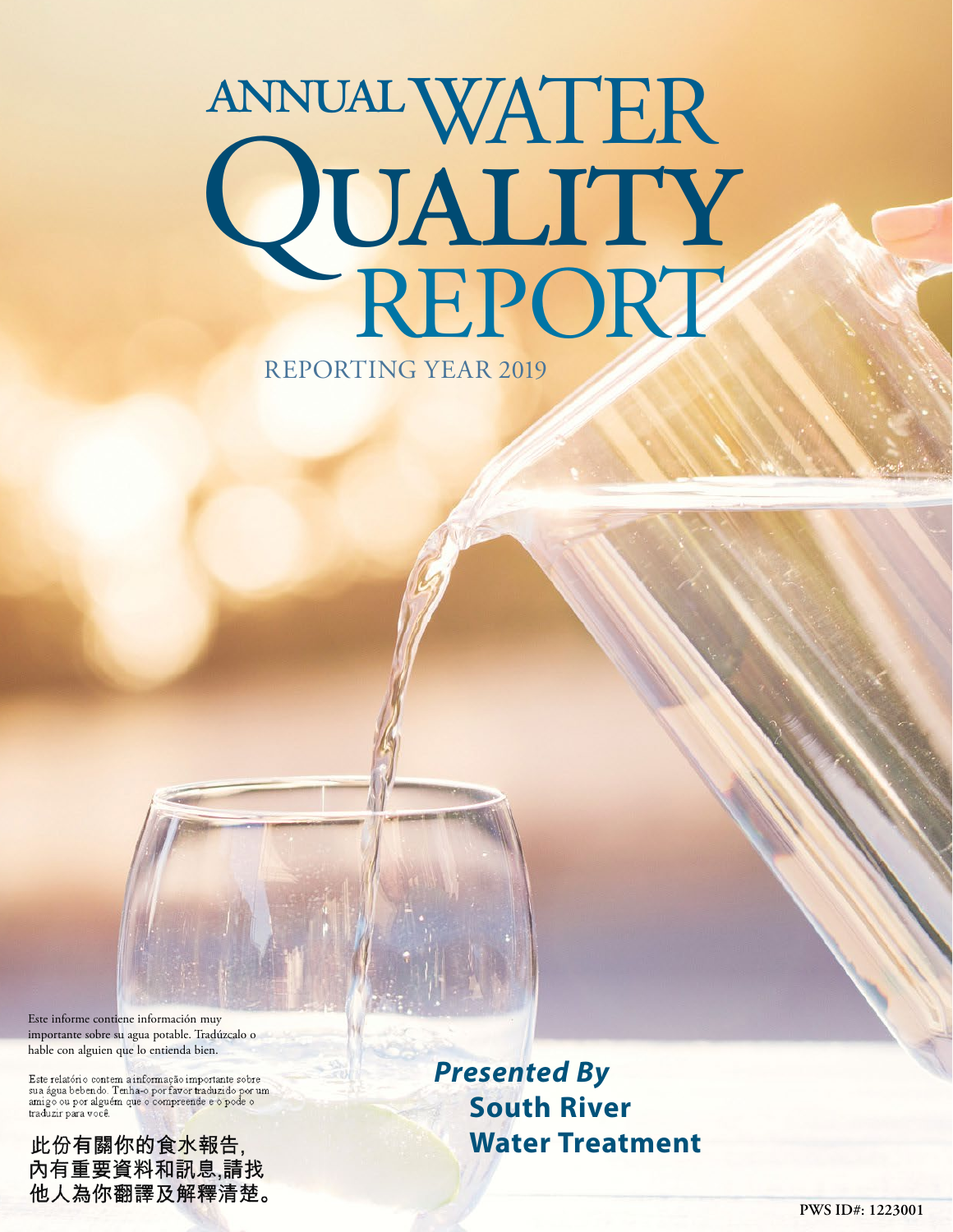# ANNUAL WATER QUALITY REPORT

REPORTING YEAR 2019

Este informe contiene información muy importante sobre su agua potable. Tradúzcalo o hable con alguien que lo entienda bien.

Este relatório contem a informação importante sobre sua água bebendo. Tenha-o por favor traduzido por um amigo ou por alguém que o compreende e o pode o traduzir para você.

此份有關你的食水報告,
內有重要資料和訊息,請找
他人為你翻譯及解釋清楚。

***Presented By***
**South River Water Treatment**

PWS ID#: 1223001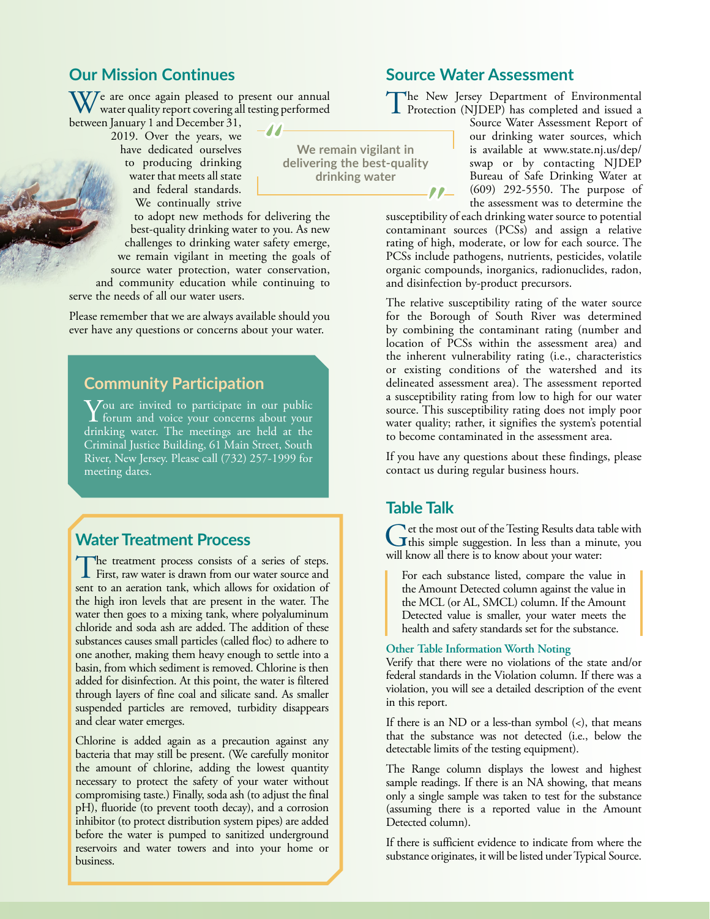## Our Mission Continues

We are once again pleased to present our annual water quality report covering all testing performed between January 1 and December 31, 2019. Over the years, we have dedicated ourselves to producing drinking water that meets all state and federal standards. We continually strive to adopt new methods for delivering the best-quality drinking water to you. As new challenges to drinking water safety emerge, we remain vigilant in meeting the goals of source water protection, water conservation, and community education while continuing to serve the needs of all our water users.

> We remain vigilant in delivering the best-quality drinking water

Please remember that we are always available should you ever have any questions or concerns about your water.

## Community Participation

You are invited to participate in our public forum and voice your concerns about your drinking water. The meetings are held at the Criminal Justice Building, 61 Main Street, South River, New Jersey. Please call (732) 257-1999 for meeting dates.

## Water Treatment Process

The treatment process consists of a series of steps. First, raw water is drawn from our water source and sent to an aeration tank, which allows for oxidation of the high iron levels that are present in the water. The water then goes to a mixing tank, where polyaluminum chloride and soda ash are added. The addition of these substances causes small particles (called floc) to adhere to one another, making them heavy enough to settle into a basin, from which sediment is removed. Chlorine is then added for disinfection. At this point, the water is filtered through layers of fine coal and silicate sand. As smaller suspended particles are removed, turbidity disappears and clear water emerges.

Chlorine is added again as a precaution against any bacteria that may still be present. (We carefully monitor the amount of chlorine, adding the lowest quantity necessary to protect the safety of your water without compromising taste.) Finally, soda ash (to adjust the final pH), fluoride (to prevent tooth decay), and a corrosion inhibitor (to protect distribution system pipes) are added before the water is pumped to sanitized underground reservoirs and water towers and into your home or business.

## Source Water Assessment

The New Jersey Department of Environmental Protection (NJDEP) has completed and issued a Source Water Assessment Report of our drinking water sources, which is available at www.state.nj.us/dep/swap or by contacting NJDEP Bureau of Safe Drinking Water at (609) 292-5550. The purpose of the assessment was to determine the susceptibility of each drinking water source to potential contaminant sources (PCSs) and assign a relative rating of high, moderate, or low for each source. The PCSs include pathogens, nutrients, pesticides, volatile organic compounds, inorganics, radionuclides, radon, and disinfection by-product precursors.

The relative susceptibility rating of the water source for the Borough of South River was determined by combining the contaminant rating (number and location of PCSs within the assessment area) and the inherent vulnerability rating (i.e., characteristics or existing conditions of the watershed and its delineated assessment area). The assessment reported a susceptibility rating from low to high for our water source. This susceptibility rating does not imply poor water quality; rather, it signifies the system's potential to become contaminated in the assessment area.

If you have any questions about these findings, please contact us during regular business hours.

## Table Talk

Get the most out of the Testing Results data table with this simple suggestion. In less than a minute, you will know all there is to know about your water:

> For each substance listed, compare the value in the Amount Detected column against the value in the MCL (or AL, SMCL) column. If the Amount Detected value is smaller, your water meets the health and safety standards set for the substance.

### Other Table Information Worth Noting

Verify that there were no violations of the state and/or federal standards in the Violation column. If there was a violation, you will see a detailed description of the event in this report.

If there is an ND or a less-than symbol (<), that means that the substance was not detected (i.e., below the detectable limits of the testing equipment).

The Range column displays the lowest and highest sample readings. If there is an NA showing, that means only a single sample was taken to test for the substance (assuming there is a reported value in the Amount Detected column).

If there is sufficient evidence to indicate from where the substance originates, it will be listed under Typical Source.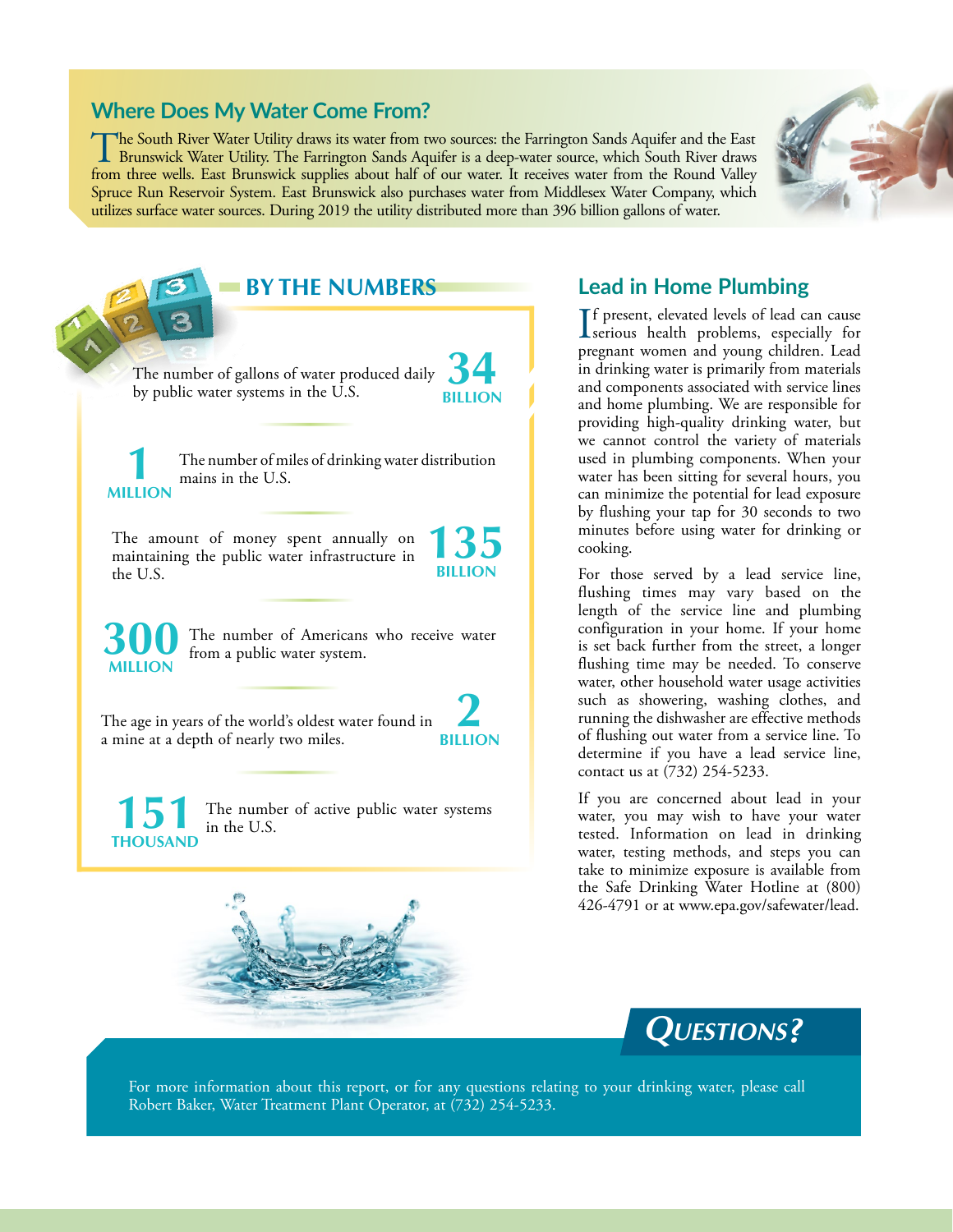## Where Does My Water Come From?

The South River Water Utility draws its water from two sources: the Farrington Sands Aquifer and the East Brunswick Water Utility. The Farrington Sands Aquifer is a deep-water source, which South River draws from three wells. East Brunswick supplies about half of our water. It receives water from the Round Valley Spruce Run Reservoir System. East Brunswick also purchases water from Middlesex Water Company, which utilizes surface water sources. During 2019 the utility distributed more than 396 billion gallons of water.

## BY THE NUMBERS

**34 BILLION** — The number of gallons of water produced daily by public water systems in the U.S.

**1 MILLION** — The number of miles of drinking water distribution mains in the U.S.

**135 BILLION** — The amount of money spent annually on maintaining the public water infrastructure in the U.S.

**300 MILLION** — The number of Americans who receive water from a public water system.

**2 BILLION** — The age in years of the world's oldest water found in a mine at a depth of nearly two miles.

**151 THOUSAND** — The number of active public water systems in the U.S.

## Lead in Home Plumbing

If present, elevated levels of lead can cause serious health problems, especially for pregnant women and young children. Lead in drinking water is primarily from materials and components associated with service lines and home plumbing. We are responsible for providing high-quality drinking water, but we cannot control the variety of materials used in plumbing components. When your water has been sitting for several hours, you can minimize the potential for lead exposure by flushing your tap for 30 seconds to two minutes before using water for drinking or cooking.

For those served by a lead service line, flushing times may vary based on the length of the service line and plumbing configuration in your home. If your home is set back further from the street, a longer flushing time may be needed. To conserve water, other household water usage activities such as showering, washing clothes, and running the dishwasher are effective methods of flushing out water from a service line. To determine if you have a lead service line, contact us at (732) 254-5233.

If you are concerned about lead in your water, you may wish to have your water tested. Information on lead in drinking water, testing methods, and steps you can take to minimize exposure is available from the Safe Drinking Water Hotline at (800) 426-4791 or at www.epa.gov/safewater/lead.

## *Questions?*

For more information about this report, or for any questions relating to your drinking water, please call Robert Baker, Water Treatment Plant Operator, at (732) 254-5233.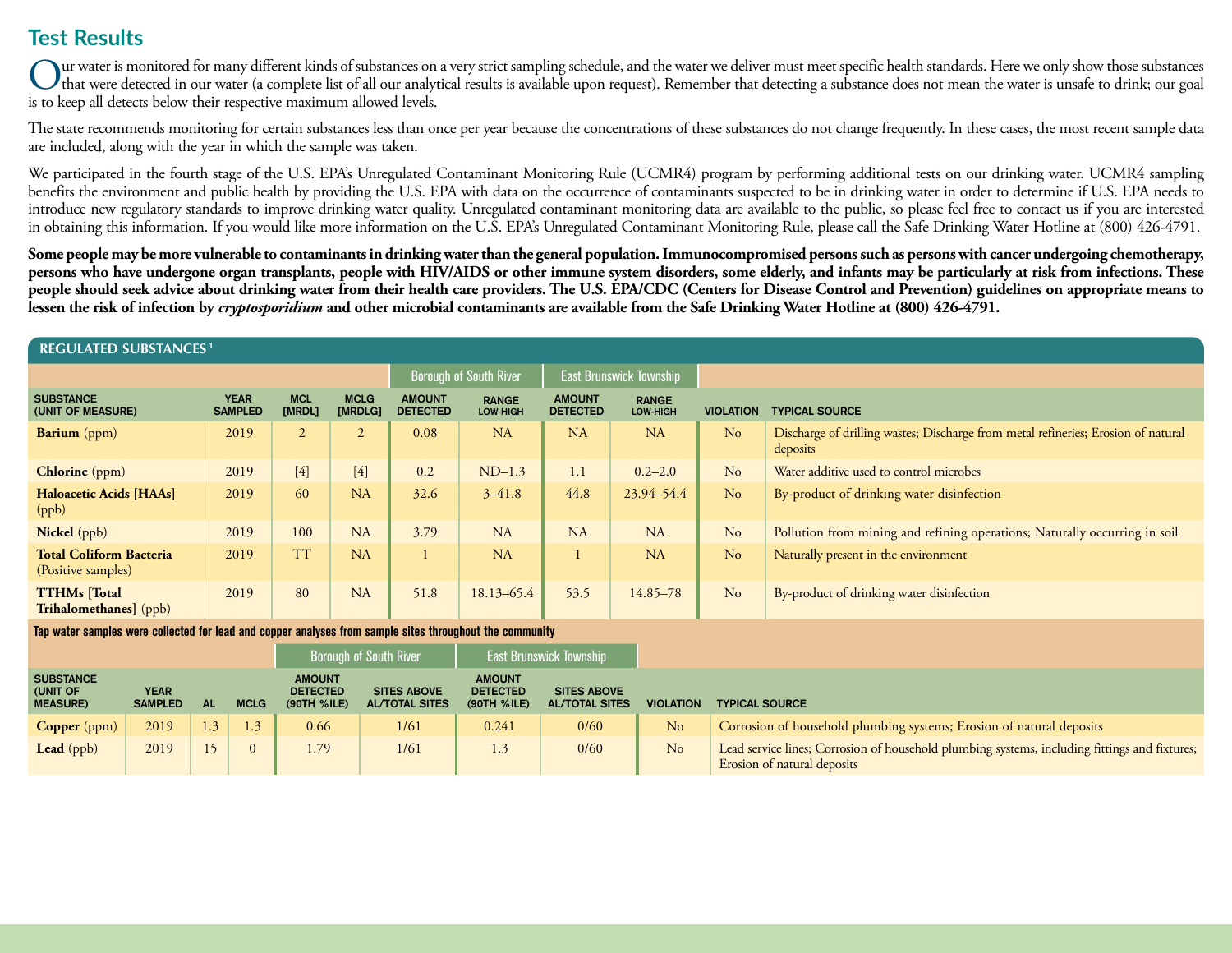## Test Results

Our water is monitored for many different kinds of substances on a very strict sampling schedule, and the water we deliver must meet specific health standards. Here we only show those substances that were detected in our water (a complete list of all our analytical results is available upon request). Remember that detecting a substance does not mean the water is unsafe to drink; our goal is to keep all detects below their respective maximum allowed levels.

The state recommends monitoring for certain substances less than once per year because the concentrations of these substances do not change frequently. In these cases, the most recent sample data are included, along with the year in which the sample was taken.

We participated in the fourth stage of the U.S. EPA's Unregulated Contaminant Monitoring Rule (UCMR4) program by performing additional tests on our drinking water. UCMR4 sampling benefits the environment and public health by providing the U.S. EPA with data on the occurrence of contaminants suspected to be in drinking water in order to determine if U.S. EPA needs to introduce new regulatory standards to improve drinking water quality. Unregulated contaminant monitoring data are available to the public, so please feel free to contact us if you are interested in obtaining this information. If you would like more information on the U.S. EPA's Unregulated Contaminant Monitoring Rule, please call the Safe Drinking Water Hotline at (800) 426-4791.

**Some people may be more vulnerable to contaminants in drinking water than the general population. Immunocompromised persons such as persons with cancer undergoing chemotherapy, persons who have undergone organ transplants, people with HIV/AIDS or other immune system disorders, some elderly, and infants may be particularly at risk from infections. These people should seek advice about drinking water from their health care providers. The U.S. EPA/CDC (Centers for Disease Control and Prevention) guidelines on appropriate means to lessen the risk of infection by *cryptosporidium* and other microbial contaminants are available from the Safe Drinking Water Hotline at (800) 426-4791.**

### REGULATED SUBSTANCES [1]

| | | | | Borough of South River | | East Brunswick Township | | | |
|---|---|---|---|---|---|---|---|---|---|
| SUBSTANCE (UNIT OF MEASURE) | YEAR SAMPLED | MCL [MRDL] | MCLG [MRDLG] | AMOUNT DETECTED | RANGE LOW-HIGH | AMOUNT DETECTED | RANGE LOW-HIGH | VIOLATION | TYPICAL SOURCE |
| **Barium** (ppm) | 2019 | 2 | 2 | 0.08 | NA | NA | NA | No | Discharge of drilling wastes; Discharge from metal refineries; Erosion of natural deposits |
| **Chlorine** (ppm) | 2019 | [4] | [4] | 0.2 | ND–1.3 | 1.1 | 0.2–2.0 | No | Water additive used to control microbes |
| **Haloacetic Acids [HAAs]** (ppb) | 2019 | 60 | NA | 32.6 | 3–41.8 | 44.8 | 23.94–54.4 | No | By-product of drinking water disinfection |
| **Nickel** (ppb) | 2019 | 100 | NA | 3.79 | NA | NA | NA | No | Pollution from mining and refining operations; Naturally occurring in soil |
| **Total Coliform Bacteria** (Positive samples) | 2019 | TT | NA | 1 | NA | 1 | NA | No | Naturally present in the environment |
| **TTHMs [Total Trihalomethanes]** (ppb) | 2019 | 80 | NA | 51.8 | 18.13–65.4 | 53.5 | 14.85–78 | No | By-product of drinking water disinfection |

**Tap water samples were collected for lead and copper analyses from sample sites throughout the community**

| | | | | Borough of South River | | East Brunswick Township | | | |
|---|---|---|---|---|---|---|---|---|---|
| SUBSTANCE (UNIT OF MEASURE) | YEAR SAMPLED | AL | MCLG | AMOUNT DETECTED (90TH %ILE) | SITES ABOVE AL/TOTAL SITES | AMOUNT DETECTED (90TH %ILE) | SITES ABOVE AL/TOTAL SITES | VIOLATION | TYPICAL SOURCE |
| **Copper** (ppm) | 2019 | 1.3 | 1.3 | 0.66 | 1/61 | 0.241 | 0/60 | No | Corrosion of household plumbing systems; Erosion of natural deposits |
| **Lead** (ppb) | 2019 | 15 | 0 | 1.79 | 1/61 | 1.3 | 0/60 | No | Lead service lines; Corrosion of household plumbing systems, including fittings and fixtures; Erosion of natural deposits |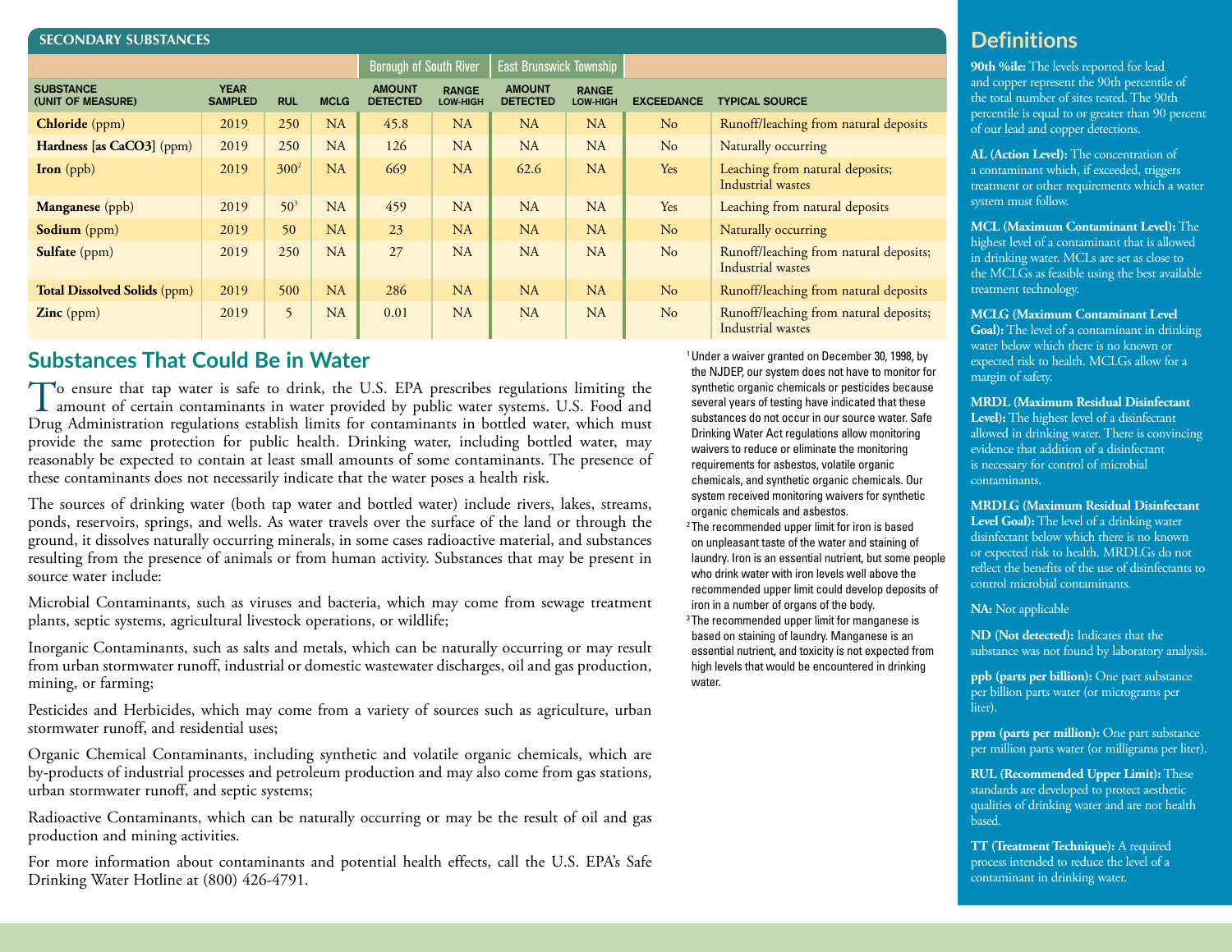## SECONDARY SUBSTANCES

| SUBSTANCE (UNIT OF MEASURE) | YEAR SAMPLED | RUL | MCLG | Borough of South River AMOUNT DETECTED | Borough of South River RANGE LOW-HIGH | East Brunswick Township AMOUNT DETECTED | East Brunswick Township RANGE LOW-HIGH | EXCEEDANCE | TYPICAL SOURCE |
|---|---|---|---|---|---|---|---|---|---|
| **Chloride** (ppm) | 2019 | 250 | NA | 45.8 | NA | NA | NA | No | Runoff/leaching from natural deposits |
| **Hardness [as CaCO3]** (ppm) | 2019 | 250 | NA | 126 | NA | NA | NA | No | Naturally occurring |
| **Iron** (ppb) | 2019 | 300[2] | NA | 669 | NA | 62.6 | NA | Yes | Leaching from natural deposits; Industrial wastes |
| **Manganese** (ppb) | 2019 | 50[3] | NA | 459 | NA | NA | NA | Yes | Leaching from natural deposits |
| **Sodium** (ppm) | 2019 | 50 | NA | 23 | NA | NA | NA | No | Naturally occurring |
| **Sulfate** (ppm) | 2019 | 250 | NA | 27 | NA | NA | NA | No | Runoff/leaching from natural deposits; Industrial wastes |
| **Total Dissolved Solids** (ppm) | 2019 | 500 | NA | 286 | NA | NA | NA | No | Runoff/leaching from natural deposits |
| **Zinc** (ppm) | 2019 | 5 | NA | 0.01 | NA | NA | NA | No | Runoff/leaching from natural deposits; Industrial wastes |

[1] Under a waiver granted on December 30, 1998, by the NJDEP, our system does not have to monitor for synthetic organic chemicals or pesticides because several years of testing have indicated that these substances do not occur in our source water. Safe Drinking Water Act regulations allow monitoring waivers to reduce or eliminate the monitoring requirements for asbestos, volatile organic chemicals, and synthetic organic chemicals. Our system received monitoring waivers for synthetic organic chemicals and asbestos.

[2] The recommended upper limit for iron is based on unpleasant taste of the water and staining of laundry. Iron is an essential nutrient, but some people who drink water with iron levels well above the recommended upper limit could develop deposits of iron in a number of organs of the body.

[3] The recommended upper limit for manganese is based on staining of laundry. Manganese is an essential nutrient, and toxicity is not expected from high levels that would be encountered in drinking water.

## Substances That Could Be in Water

To ensure that tap water is safe to drink, the U.S. EPA prescribes regulations limiting the amount of certain contaminants in water provided by public water systems. U.S. Food and Drug Administration regulations establish limits for contaminants in bottled water, which must provide the same protection for public health. Drinking water, including bottled water, may reasonably be expected to contain at least small amounts of some contaminants. The presence of these contaminants does not necessarily indicate that the water poses a health risk.

The sources of drinking water (both tap water and bottled water) include rivers, lakes, streams, ponds, reservoirs, springs, and wells. As water travels over the surface of the land or through the ground, it dissolves naturally occurring minerals, in some cases radioactive material, and substances resulting from the presence of animals or from human activity. Substances that may be present in source water include:

Microbial Contaminants, such as viruses and bacteria, which may come from sewage treatment plants, septic systems, agricultural livestock operations, or wildlife;

Inorganic Contaminants, such as salts and metals, which can be naturally occurring or may result from urban stormwater runoff, industrial or domestic wastewater discharges, oil and gas production, mining, or farming;

Pesticides and Herbicides, which may come from a variety of sources such as agriculture, urban stormwater runoff, and residential uses;

Organic Chemical Contaminants, including synthetic and volatile organic chemicals, which are by-products of industrial processes and petroleum production and may also come from gas stations, urban stormwater runoff, and septic systems;

Radioactive Contaminants, which can be naturally occurring or may be the result of oil and gas production and mining activities.

For more information about contaminants and potential health effects, call the U.S. EPA's Safe Drinking Water Hotline at (800) 426-4791.

## Definitions

**90th %ile:** The levels reported for lead and copper represent the 90th percentile of the total number of sites tested. The 90th percentile is equal to or greater than 90 percent of our lead and copper detections.

**AL (Action Level):** The concentration of a contaminant which, if exceeded, triggers treatment or other requirements which a water system must follow.

**MCL (Maximum Contaminant Level):** The highest level of a contaminant that is allowed in drinking water. MCLs are set as close to the MCLGs as feasible using the best available treatment technology.

**MCLG (Maximum Contaminant Level Goal):** The level of a contaminant in drinking water below which there is no known or expected risk to health. MCLGs allow for a margin of safety.

**MRDL (Maximum Residual Disinfectant Level):** The highest level of a disinfectant allowed in drinking water. There is convincing evidence that addition of a disinfectant is necessary for control of microbial contaminants.

**MRDLG (Maximum Residual Disinfectant Level Goal):** The level of a drinking water disinfectant below which there is no known or expected risk to health. MRDLGs do not reflect the benefits of the use of disinfectants to control microbial contaminants.

**NA:** Not applicable

**ND (Not detected):** Indicates that the substance was not found by laboratory analysis.

**ppb (parts per billion):** One part substance per billion parts water (or micrograms per liter).

**ppm (parts per million):** One part substance per million parts water (or milligrams per liter).

**RUL (Recommended Upper Limit):** These standards are developed to protect aesthetic qualities of drinking water and are not health based.

**TT (Treatment Technique):** A required process intended to reduce the level of a contaminant in drinking water.